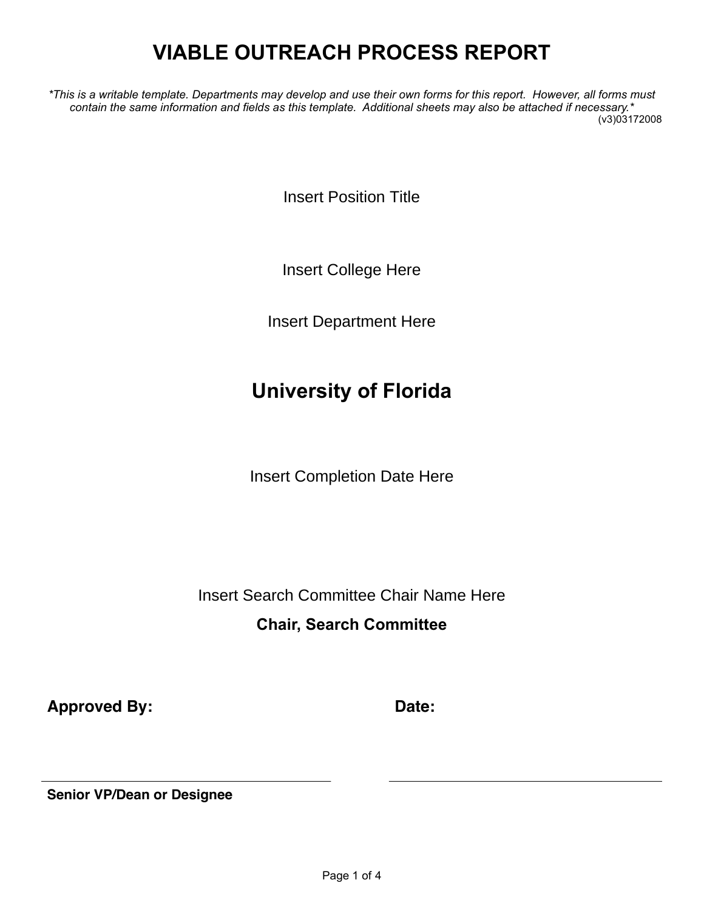# VIABLE OUTREACH PROCESS REPORT

*\*This is a writable template. Departments may develop and use their own forms for this report. However, all forms must contain the same information and fields as this template. Additional sheets may also be attached if necessary.\**

(v3)03172008

Insert Position Title

Insert College Here

Insert Department Here

## University of Florida

Insert Completion Date Here

Insert Search Committee Chair Name Here

**Chair, Search Committee**

**Approved By:** ______________________________ **Date:** ______________________________

**Senior VP/Dean or Designee**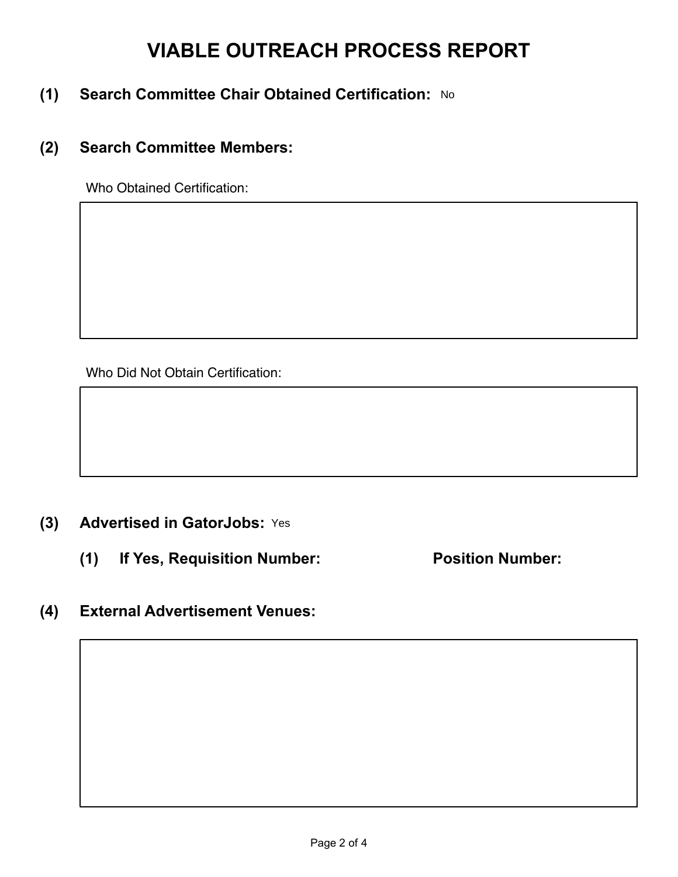# VIABLE OUTREACH PROCESS REPORT

**(1) Search Committee Chair Obtained Certification:** No

**(2) Search Committee Members:**

Who Obtained Certification:

Who Did Not Obtain Certification:

**(3) Advertised in GatorJobs:** Yes

**(1) If Yes, Requisition Number:** **Position Number:**

**(4) External Advertisement Venues:**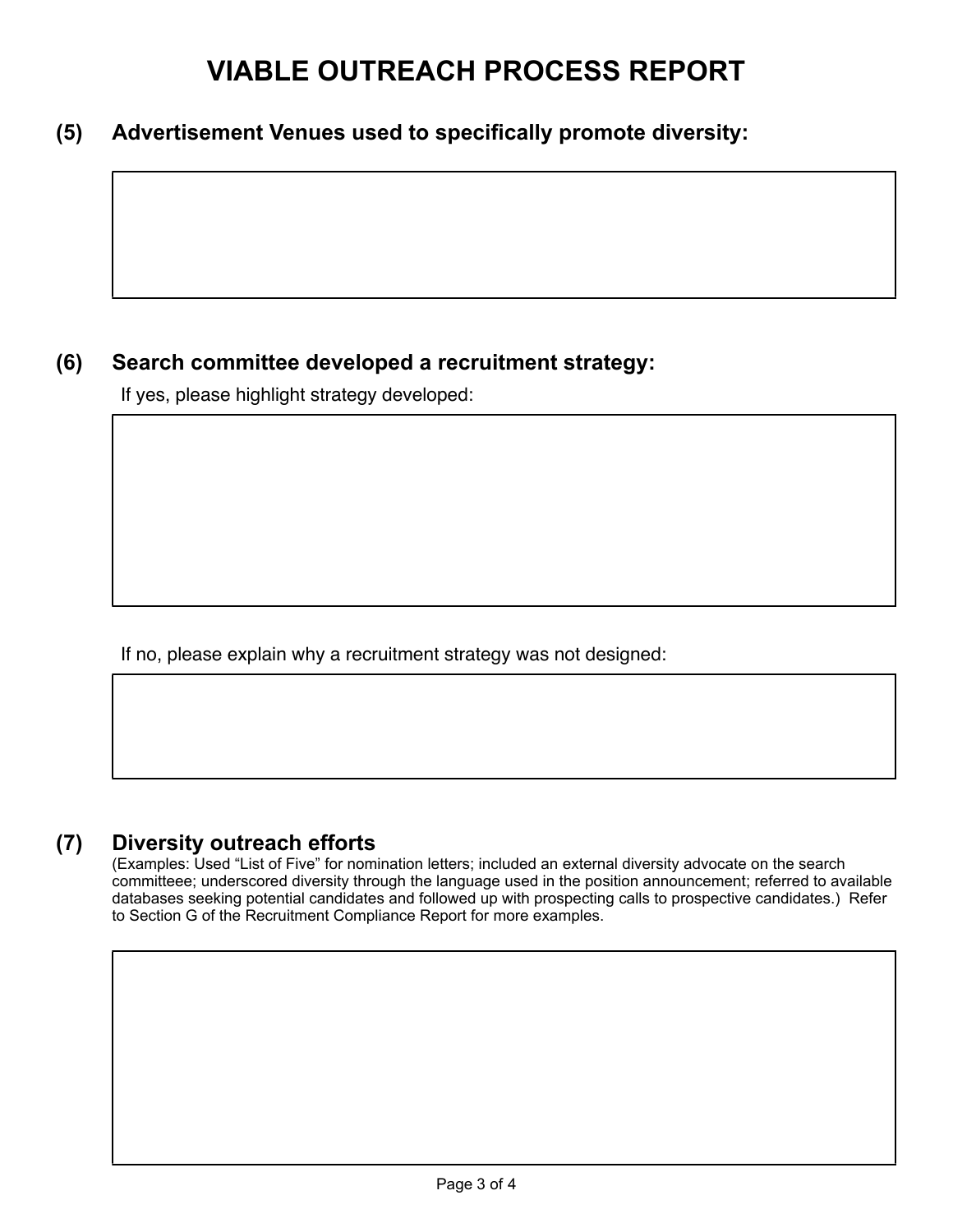# VIABLE OUTREACH PROCESS REPORT

## (5) Advertisement Venues used to specifically promote diversity:

## (6) Search committee developed a recruitment strategy:

If yes, please highlight strategy developed:

If no, please explain why a recruitment strategy was not designed:

## (7) Diversity outreach efforts

(Examples: Used "List of Five" for nomination letters; included an external diversity advocate on the search committeee; underscored diversity through the language used in the position announcement; referred to available databases seeking potential candidates and followed up with prospecting calls to prospective candidates.) Refer to Section G of the Recruitment Compliance Report for more examples.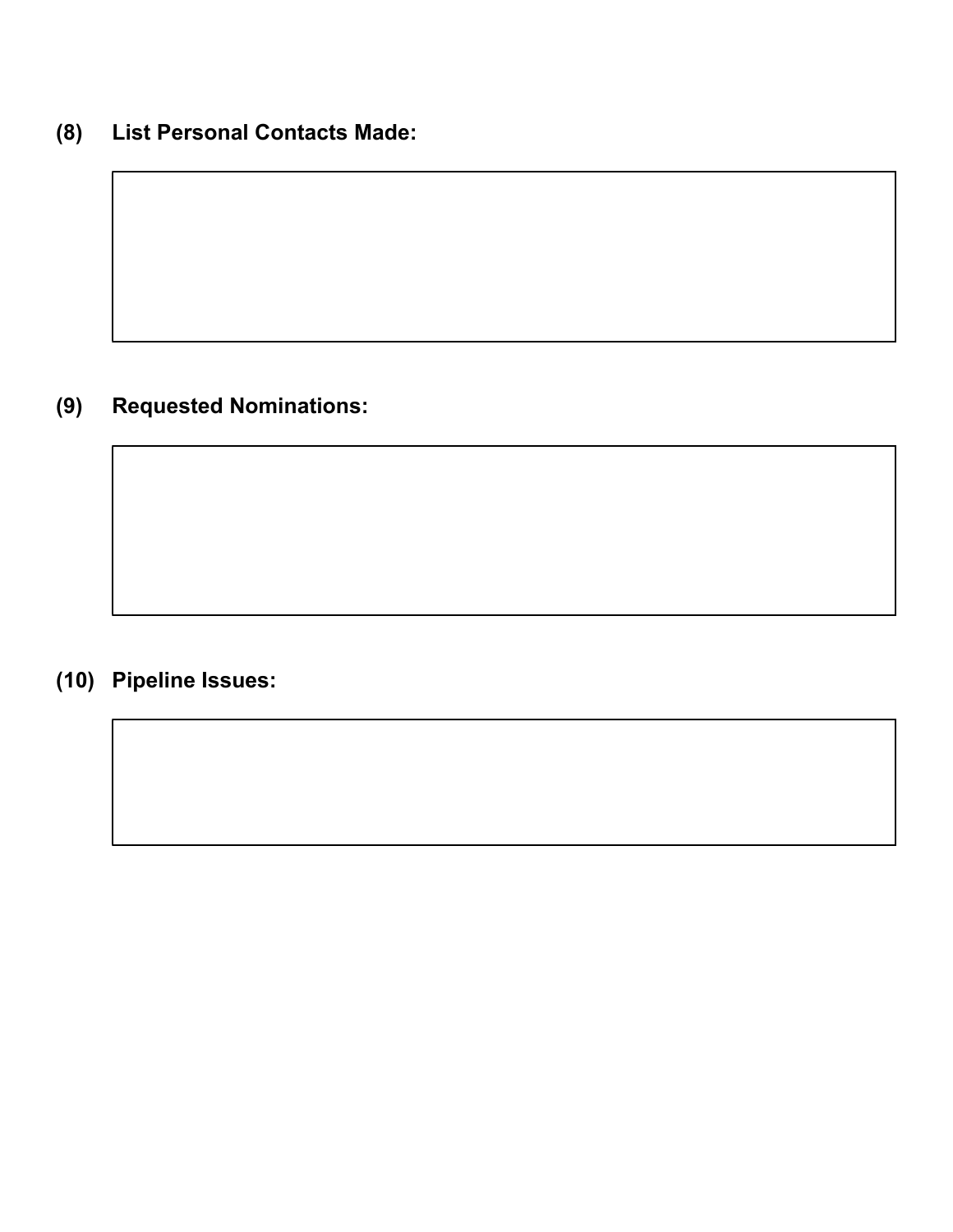**(8) List Personal Contacts Made:**

**(9) Requested Nominations:**

**(10) Pipeline Issues:**